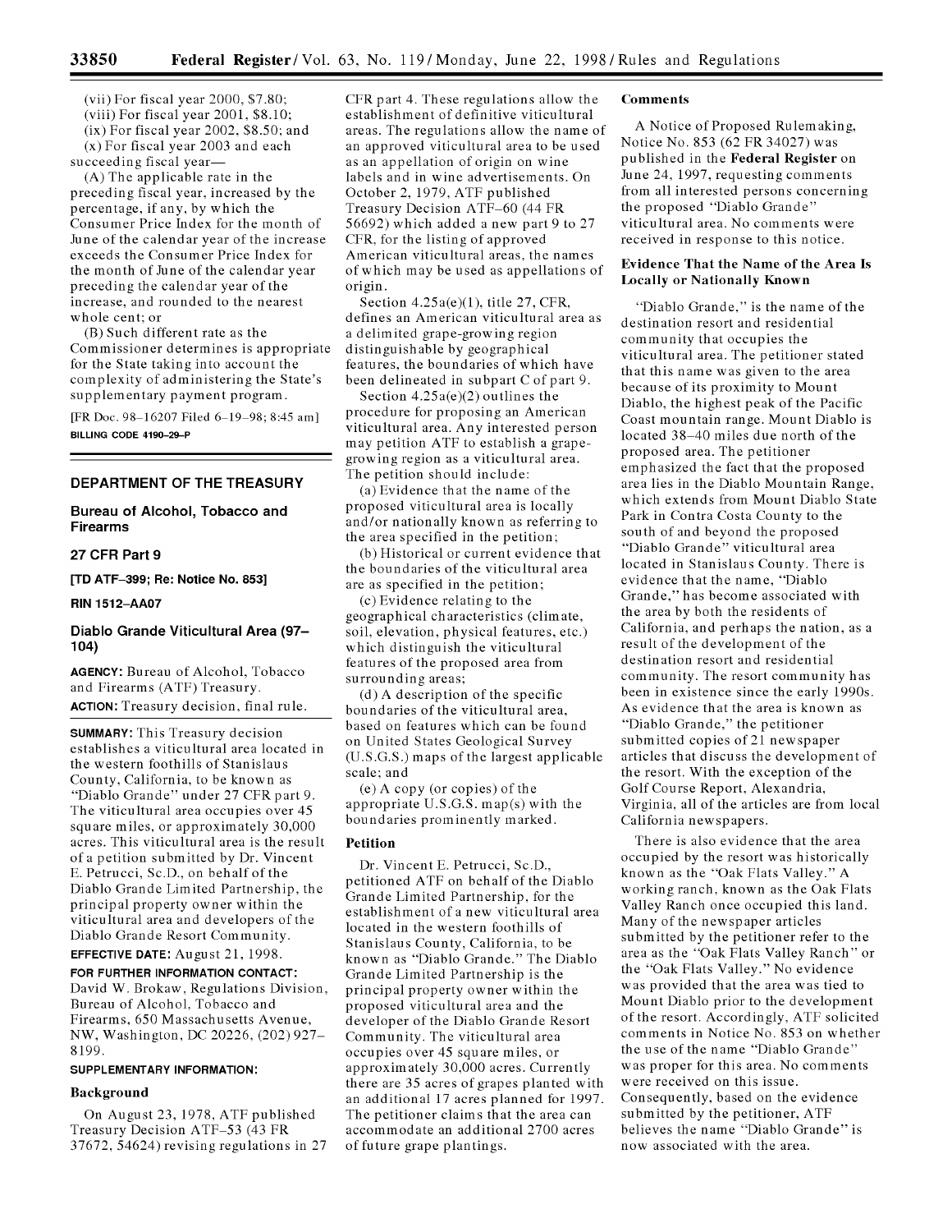(vii) For fiscal year 2000, $7.80;

(viii) For fiscal year 2001, $8.10;

(ix) For fiscal year 2002, $8.50; and

(x) For fiscal year 2003 and each succeeding fiscal year—

(A) The applicable rate in the preceding fiscal year, increased by the percentage, if any, by which the Consumer Price Index for the month of June of the calendar year of the increase exceeds the Consumer Price Index for the month of June of the calendar year preceding the calendar year of the increase, and rounded to the nearest whole cent; or

(B) Such different rate as the Commissioner determines is appropriate for the State taking into account the complexity of administering the State's supplementary payment program.

[FR Doc. 98–16207 Filed 6–19–98; 8:45 am]

**BILLING CODE 4190–29–P**

---

## DEPARTMENT OF THE TREASURY

## Bureau of Alcohol, Tobacco and Firearms

## 27 CFR Part 9

**[TD ATF–399; Re: Notice No. 853]**

**RIN 1512–AA07**

## Diablo Grande Viticultural Area (97–104)

**AGENCY:** Bureau of Alcohol, Tobacco and Firearms (ATF) Treasury.

**ACTION:** Treasury decision, final rule.

**SUMMARY:** This Treasury decision establishes a viticultural area located in the western foothills of Stanislaus County, California, to be known as "Diablo Grande" under 27 CFR part 9. The viticultural area occupies over 45 square miles, or approximately 30,000 acres. This viticultural area is the result of a petition submitted by Dr. Vincent E. Petrucci, Sc.D., on behalf of the Diablo Grande Limited Partnership, the principal property owner within the viticultural area and developers of the Diablo Grande Resort Community.

**EFFECTIVE DATE:** August 21, 1998.

**FOR FURTHER INFORMATION CONTACT:** David W. Brokaw, Regulations Division, Bureau of Alcohol, Tobacco and Firearms, 650 Massachusetts Avenue, NW, Washington, DC 20226, (202) 927–8199.

**SUPPLEMENTARY INFORMATION:**

### Background

On August 23, 1978, ATF published Treasury Decision ATF–53 (43 FR 37672, 54624) revising regulations in 27 CFR part 4. These regulations allow the establishment of definitive viticultural areas. The regulations allow the name of an approved viticultural area to be used as an appellation of origin on wine labels and in wine advertisements. On October 2, 1979, ATF published Treasury Decision ATF–60 (44 FR 56692) which added a new part 9 to 27 CFR, for the listing of approved American viticultural areas, the names of which may be used as appellations of origin.

Section 4.25a(e)(1), title 27, CFR, defines an American viticultural area as a delimited grape-growing region distinguishable by geographical features, the boundaries of which have been delineated in subpart C of part 9.

Section 4.25a(e)(2) outlines the procedure for proposing an American viticultural area. Any interested person may petition ATF to establish a grape-growing region as a viticultural area. The petition should include:

(a) Evidence that the name of the proposed viticultural area is locally and/or nationally known as referring to the area specified in the petition;

(b) Historical or current evidence that the boundaries of the viticultural area are as specified in the petition;

(c) Evidence relating to the geographical characteristics (climate, soil, elevation, physical features, etc.) which distinguish the viticultural features of the proposed area from surrounding areas;

(d) A description of the specific boundaries of the viticultural area, based on features which can be found on United States Geological Survey (U.S.G.S.) maps of the largest applicable scale; and

(e) A copy (or copies) of the appropriate U.S.G.S. map(s) with the boundaries prominently marked.

### Petition

Dr. Vincent E. Petrucci, Sc.D., petitioned ATF on behalf of the Diablo Grande Limited Partnership, for the establishment of a new viticultural area located in the western foothills of Stanislaus County, California, to be known as "Diablo Grande." The Diablo Grande Limited Partnership is the principal property owner within the proposed viticultural area and the developer of the Diablo Grande Resort Community. The viticultural area occupies over 45 square miles, or approximately 30,000 acres. Currently there are 35 acres of grapes planted with an additional 17 acres planned for 1997. The petitioner claims that the area can accommodate an additional 2700 acres of future grape plantings.

### Comments

A Notice of Proposed Rulemaking, Notice No. 853 (62 FR 34027) was published in the **Federal Register** on June 24, 1997, requesting comments from all interested persons concerning the proposed "Diablo Grande" viticultural area. No comments were received in response to this notice.

### Evidence That the Name of the Area Is Locally or Nationally Known

"Diablo Grande," is the name of the destination resort and residential community that occupies the viticultural area. The petitioner stated that this name was given to the area because of its proximity to Mount Diablo, the highest peak of the Pacific Coast mountain range. Mount Diablo is located 38–40 miles due north of the proposed area. The petitioner emphasized the fact that the proposed area lies in the Diablo Mountain Range, which extends from Mount Diablo State Park in Contra Costa County to the south of and beyond the proposed "Diablo Grande" viticultural area located in Stanislaus County. There is evidence that the name, "Diablo Grande," has become associated with the area by both the residents of California, and perhaps the nation, as a result of the development of the destination resort and residential community. The resort community has been in existence since the early 1990s. As evidence that the area is known as "Diablo Grande," the petitioner submitted copies of 21 newspaper articles that discuss the development of the resort. With the exception of the Golf Course Report, Alexandria, Virginia, all of the articles are from local California newspapers.

There is also evidence that the area occupied by the resort was historically known as the "Oak Flats Valley." A working ranch, known as the Oak Flats Valley Ranch once occupied this land. Many of the newspaper articles submitted by the petitioner refer to the area as the "Oak Flats Valley Ranch" or the "Oak Flats Valley." No evidence was provided that the area was tied to Mount Diablo prior to the development of the resort. Accordingly, ATF solicited comments in Notice No. 853 on whether the use of the name "Diablo Grande" was proper for this area. No comments were received on this issue. Consequently, based on the evidence submitted by the petitioner, ATF believes the name "Diablo Grande" is now associated with the area.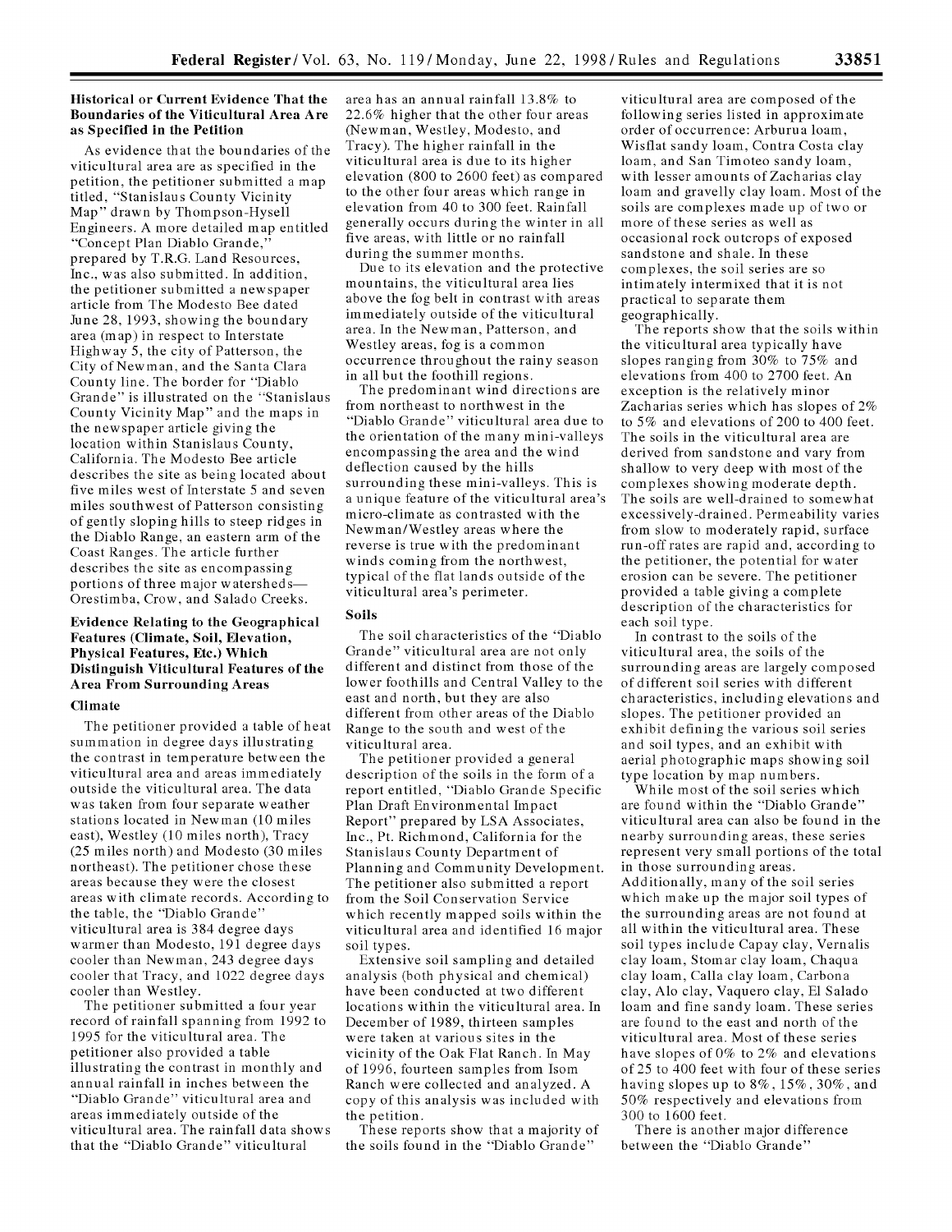### Historical or Current Evidence That the Boundaries of the Viticultural Area Are as Specified in the Petition

As evidence that the boundaries of the viticultural area are as specified in the petition, the petitioner submitted a map titled, "Stanislaus County Vicinity Map" drawn by Thompson-Hysell Engineers. A more detailed map entitled "Concept Plan Diablo Grande," prepared by T.R.G. Land Resources, Inc., was also submitted. In addition, the petitioner submitted a newspaper article from The Modesto Bee dated June 28, 1993, showing the boundary area (map) in respect to Interstate Highway 5, the city of Patterson, the City of Newman, and the Santa Clara County line. The border for "Diablo Grande" is illustrated on the "Stanislaus County Vicinity Map" and the maps in the newspaper article giving the location within Stanislaus County, California. The Modesto Bee article describes the site as being located about five miles west of Interstate 5 and seven miles southwest of Patterson consisting of gently sloping hills to steep ridges in the Diablo Range, an eastern arm of the Coast Ranges. The article further describes the site as encompassing portions of three major watersheds—Orestimba, Crow, and Salado Creeks.

### Evidence Relating to the Geographical Features (Climate, Soil, Elevation, Physical Features, Etc.) Which Distinguish Viticultural Features of the Area From Surrounding Areas

#### Climate

The petitioner provided a table of heat summation in degree days illustrating the contrast in temperature between the viticultural area and areas immediately outside the viticultural area. The data was taken from four separate weather stations located in Newman (10 miles east), Westley (10 miles north), Tracy (25 miles north) and Modesto (30 miles northeast). The petitioner chose these areas because they were the closest areas with climate records. According to the table, the "Diablo Grande" viticultural area is 384 degree days warmer than Modesto, 191 degree days cooler than Newman, 243 degree days cooler that Tracy, and 1022 degree days cooler than Westley.

The petitioner submitted a four year record of rainfall spanning from 1992 to 1995 for the viticultural area. The petitioner also provided a table illustrating the contrast in monthly and annual rainfall in inches between the "Diablo Grande" viticultural area and areas immediately outside of the viticultural area. The rainfall data shows that the "Diablo Grande" viticultural area has an annual rainfall 13.8% to 22.6% higher that the other four areas (Newman, Westley, Modesto, and Tracy). The higher rainfall in the viticultural area is due to its higher elevation (800 to 2600 feet) as compared to the other four areas which range in elevation from 40 to 300 feet. Rainfall generally occurs during the winter in all five areas, with little or no rainfall during the summer months.

Due to its elevation and the protective mountains, the viticultural area lies above the fog belt in contrast with areas immediately outside of the viticultural area. In the Newman, Patterson, and Westley areas, fog is a common occurrence throughout the rainy season in all but the foothill regions.

The predominant wind directions are from northeast to northwest in the "Diablo Grande" viticultural area due to the orientation of the many mini-valleys encompassing the area and the wind deflection caused by the hills surrounding these mini-valleys. This is a unique feature of the viticultural area's micro-climate as contrasted with the Newman/Westley areas where the reverse is true with the predominant winds coming from the northwest, typical of the flat lands outside of the viticultural area's perimeter.

#### Soils

The soil characteristics of the "Diablo Grande" viticultural area are not only different and distinct from those of the lower foothills and Central Valley to the east and north, but they are also different from other areas of the Diablo Range to the south and west of the viticultural area.

The petitioner provided a general description of the soils in the form of a report entitled, "Diablo Grande Specific Plan Draft Environmental Impact Report" prepared by LSA Associates, Inc., Pt. Richmond, California for the Stanislaus County Department of Planning and Community Development. The petitioner also submitted a report from the Soil Conservation Service which recently mapped soils within the viticultural area and identified 16 major soil types.

Extensive soil sampling and detailed analysis (both physical and chemical) have been conducted at two different locations within the viticultural area. In December of 1989, thirteen samples were taken at various sites in the vicinity of the Oak Flat Ranch. In May of 1996, fourteen samples from Isom Ranch were collected and analyzed. A copy of this analysis was included with the petition.

These reports show that a majority of the soils found in the "Diablo Grande" viticultural area are composed of the following series listed in approximate order of occurrence: Arburua loam, Wisflat sandy loam, Contra Costa clay loam, and San Timoteo sandy loam, with lesser amounts of Zacharias clay loam and gravelly clay loam. Most of the soils are complexes made up of two or more of these series as well as occasional rock outcrops of exposed sandstone and shale. In these complexes, the soil series are so intimately intermixed that it is not practical to separate them geographically.

The reports show that the soils within the viticultural area typically have slopes ranging from 30% to 75% and elevations from 400 to 2700 feet. An exception is the relatively minor Zacharias series which has slopes of 2% to 5% and elevations of 200 to 400 feet. The soils in the viticultural area are derived from sandstone and vary from shallow to very deep with most of the complexes showing moderate depth. The soils are well-drained to somewhat excessively-drained. Permeability varies from slow to moderately rapid, surface run-off rates are rapid and, according to the petitioner, the potential for water erosion can be severe. The petitioner provided a table giving a complete description of the characteristics for each soil type.

In contrast to the soils of the viticultural area, the soils of the surrounding areas are largely composed of different soil series with different characteristics, including elevations and slopes. The petitioner provided an exhibit defining the various soil series and soil types, and an exhibit with aerial photographic maps showing soil type location by map numbers.

While most of the soil series which are found within the "Diablo Grande" viticultural area can also be found in the nearby surrounding areas, these series represent very small portions of the total in those surrounding areas. Additionally, many of the soil series which make up the major soil types of the surrounding areas are not found at all within the viticultural area. These soil types include Capay clay, Vernalis clay loam, Stomar clay loam, Chaqua clay loam, Calla clay loam, Carbona clay, Alo clay, Vaquero clay, El Salado loam and fine sandy loam. These series are found to the east and north of the viticultural area. Most of these series have slopes of 0% to 2% and elevations of 25 to 400 feet with four of these series having slopes up to 8%, 15%, 30%, and 50% respectively and elevations from 300 to 1600 feet.

There is another major difference between the "Diablo Grande"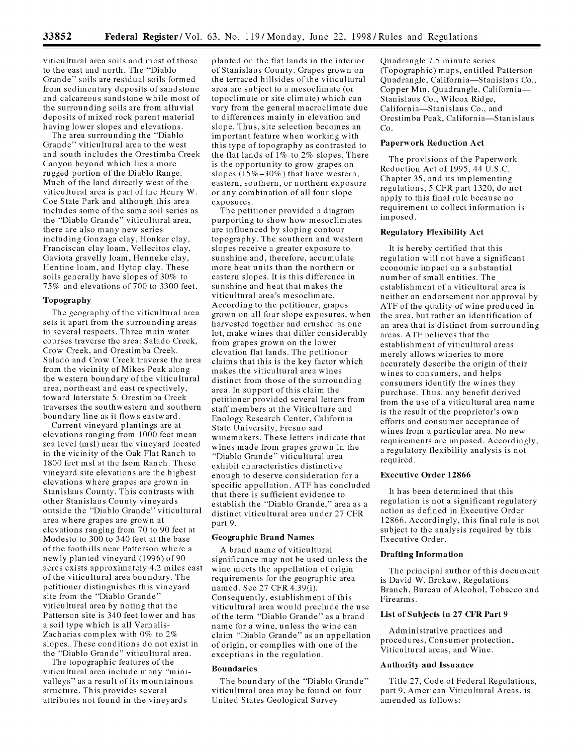viticultural area soils and most of those to the east and north. The "Diablo Grande" soils are residual soils formed from sedimentary deposits of sandstone and calcareous sandstone while most of the surrounding soils are from alluvial deposits of mixed rock parent material having lower slopes and elevations.

The area surrounding the "Diablo Grande" viticultural area to the west and south includes the Orestimba Creek Canyon beyond which lies a more rugged portion of the Diablo Range. Much of the land directly west of the viticultural area is part of the Henry W. Coe State Park and although this area includes some of the same soil series as the "Diablo Grande" viticultural area, there are also many new series including Gonzaga clay, Honker clay, Franciscan clay loam, Vellecitos clay, Gaviota gravelly loam, Henneke clay, Hentine loam, and Hytop clay. These soils generally have slopes of 30% to 75% and elevations of 700 to 3300 feet.

### Topography

The geography of the viticultural area sets it apart from the surrounding areas in several respects. Three main water courses traverse the area: Salado Creek, Crow Creek, and Orestimba Creek. Salado and Crow Creek traverse the area from the vicinity of Mikes Peak along the western boundary of the viticultural area, northeast and east respectively, toward Interstate 5. Orestimba Creek traverses the southwestern and southern boundary line as it flows eastward.

Current vineyard plantings are at elevations ranging from 1000 feet mean sea level (msl) near the vineyard located in the vicinity of the Oak Flat Ranch to 1800 feet msl at the Isom Ranch. These vineyard site elevations are the highest elevations where grapes are grown in Stanislaus County. This contrasts with other Stanislaus County vineyards outside the "Diablo Grande" viticultural area where grapes are grown at elevations ranging from 70 to 90 feet at Modesto to 300 to 340 feet at the base of the foothills near Patterson where a newly planted vineyard (1996) of 90 acres exists approximately 4.2 miles east of the viticultural area boundary. The petitioner distinguishes this vineyard site from the "Diablo Grande" viticultural area by noting that the Patterson site is 340 feet lower and has a soil type which is all Vernalis-Zacharias complex with 0% to 2% slopes. These conditions do not exist in the "Diablo Grande" viticultural area.

The topographic features of the viticultural area include many "mini-valleys" as a result of its mountainous structure. This provides several attributes not found in the vineyards planted on the flat lands in the interior of Stanislaus County. Grapes grown on the terraced hillsides of the viticultural area are subject to a mesoclimate (or topoclimate or site climate) which can vary from the general macroclimate due to differences mainly in elevation and slope. Thus, site selection becomes an important feature when working with this type of topography as contrasted to the flat lands of 1% to 2% slopes. There is the opportunity to grow grapes on slopes (15%–30%) that have western, eastern, southern, or northern exposure or any combination of all four slope exposures.

The petitioner provided a diagram purporting to show how mesoclimates are influenced by sloping contour topography. The southern and western slopes receive a greater exposure to sunshine and, therefore, accumulate more heat units than the northern or eastern slopes. It is this difference in sunshine and heat that makes the viticultural area's mesoclimate. According to the petitioner, grapes grown on all four slope exposures, when harvested together and crushed as one lot, make wines that differ considerably from grapes grown on the lower elevation flat lands. The petitioner claims that this is the key factor which makes the viticultural area wines distinct from those of the surrounding area. In support of this claim the petitioner provided several letters from staff members at the Viticulture and Enology Research Center, California State University, Fresno and winemakers. These letters indicate that wines made from grapes grown in the "Diablo Grande" viticultural area exhibit characteristics distinctive enough to deserve consideration for a specific appellation. ATF has concluded that there is sufficient evidence to establish the "Diablo Grande," area as a distinct viticultural area under 27 CFR part 9.

### Geographic Brand Names

A brand name of viticultural significance may not be used unless the wine meets the appellation of origin requirements for the geographic area named. See 27 CFR 4.39(i). Consequently, establishment of this viticultural area would preclude the use of the term "Diablo Grande" as a brand name for a wine, unless the wine can claim "Diablo Grande" as an appellation of origin, or complies with one of the exceptions in the regulation.

### Boundaries

The boundary of the "Diablo Grande" viticultural area may be found on four United States Geological Survey Quadrangle 7.5 minute series (Topographic) maps, entitled Patterson Quadrangle, California—Stanislaus Co., Copper Mtn. Quadrangle, California—Stanislaus Co., Wilcox Ridge, California—Stanislaus Co., and Orestimba Peak, California—Stanislaus Co.

### Paperwork Reduction Act

The provisions of the Paperwork Reduction Act of 1995, 44 U.S.C. Chapter 35, and its implementing regulations, 5 CFR part 1320, do not apply to this final rule because no requirement to collect information is imposed.

### Regulatory Flexibility Act

It is hereby certified that this regulation will not have a significant economic impact on a substantial number of small entities. The establishment of a viticultural area is neither an endorsement nor approval by ATF of the quality of wine produced in the area, but rather an identification of an area that is distinct from surrounding areas. ATF believes that the establishment of viticultural areas merely allows wineries to more accurately describe the origin of their wines to consumers, and helps consumers identify the wines they purchase. Thus, any benefit derived from the use of a viticultural area name is the result of the proprietor's own efforts and consumer acceptance of wines from a particular area. No new requirements are imposed. Accordingly, a regulatory flexibility analysis is not required.

### Executive Order 12866

It has been determined that this regulation is not a significant regulatory action as defined in Executive Order 12866. Accordingly, this final rule is not subject to the analysis required by this Executive Order.

### Drafting Information

The principal author of this document is David W. Brokaw, Regulations Branch, Bureau of Alcohol, Tobacco and Firearms.

### List of Subjects in 27 CFR Part 9

Administrative practices and procedures, Consumer protection, Viticultural areas, and Wine.

### Authority and Issuance

Title 27, Code of Federal Regulations, part 9, American Viticultural Areas, is amended as follows: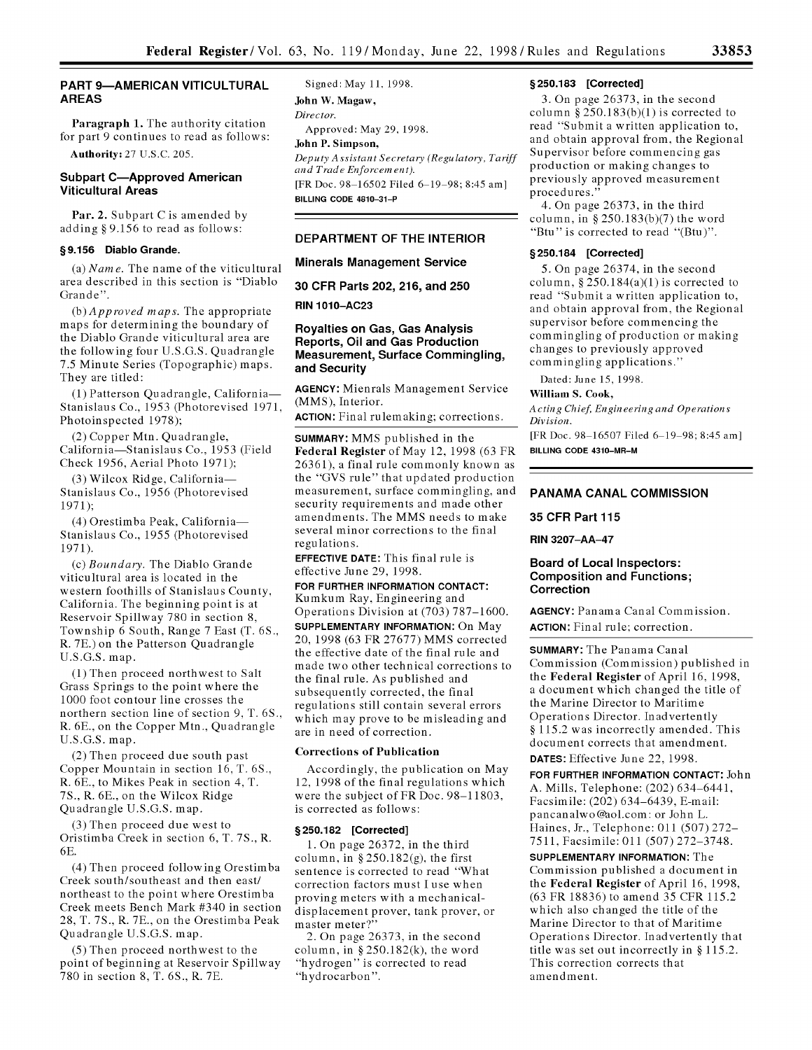## PART 9—AMERICAN VITICULTURAL AREAS

**Paragraph 1.** The authority citation for part 9 continues to read as follows:

**Authority:** 27 U.S.C. 205.

### Subpart C—Approved American Viticultural Areas

**Par. 2.** Subpart C is amended by adding § 9.156 to read as follows:

#### § 9.156 Diablo Grande.

(a) *Name.* The name of the viticultural area described in this section is "Diablo Grande".

(b) *Approved maps.* The appropriate maps for determining the boundary of the Diablo Grande viticultural area are the following four U.S.G.S. Quadrangle 7.5 Minute Series (Topographic) maps. They are titled:

(1) Patterson Quadrangle, California—Stanislaus Co., 1953 (Photorevised 1971, Photoinspected 1978);

(2) Copper Mtn. Quadrangle, California—Stanislaus Co., 1953 (Field Check 1956, Aerial Photo 1971);

(3) Wilcox Ridge, California—Stanislaus Co., 1956 (Photorevised 1971);

(4) Orestimba Peak, California—Stanislaus Co., 1955 (Photorevised 1971).

(c) *Boundary.* The Diablo Grande viticultural area is located in the western foothills of Stanislaus County, California. The beginning point is at Reservoir Spillway 780 in section 8, Township 6 South, Range 7 East (T. 6S., R. 7E.) on the Patterson Quadrangle U.S.G.S. map.

(1) Then proceed northwest to Salt Grass Springs to the point where the 1000 foot contour line crosses the northern section line of section 9, T. 6S., R. 6E., on the Copper Mtn., Quadrangle U.S.G.S. map.

(2) Then proceed due south past Copper Mountain in section 16, T. 6S., R. 6E., to Mikes Peak in section 4, T. 7S., R. 6E., on the Wilcox Ridge Quadrangle U.S.G.S. map.

(3) Then proceed due west to Oristimba Creek in section 6, T. 7S., R. 6E.

(4) Then proceed following Orestimba Creek south/southeast and then east/northeast to the point where Orestimba Creek meets Bench Mark #340 in section 28, T. 7S., R. 7E., on the Orestimba Peak Quadrangle U.S.G.S. map.

(5) Then proceed northwest to the point of beginning at Reservoir Spillway 780 in section 8, T. 6S., R. 7E.

Signed: May 11, 1998.

**John W. Magaw,**

*Director.*

Approved: May 29, 1998.

**John P. Simpson,**

*Deputy Assistant Secretary (Regulatory, Tariff and Trade Enforcement).*

[FR Doc. 98–16502 Filed 6–19–98; 8:45 am]

**BILLING CODE 4810–31–P**

---

## DEPARTMENT OF THE INTERIOR

## Minerals Management Service

## 30 CFR Parts 202, 216, and 250

**RIN 1010–AC23**

## Royalties on Gas, Gas Analysis Reports, Oil and Gas Production Measurement, Surface Commingling, and Security

**AGENCY:** Mienerals Management Service (MMS), Interior.

**ACTION:** Final rulemaking; corrections.

**SUMMARY:** MMS published in the **Federal Register** of May 12, 1998 (63 FR 26361), a final rule commonly known as the "GVS rule" that updated production measurement, surface commingling, and security requirements and made other amendments. The MMS needs to make several minor corrections to the final regulations.

**EFFECTIVE DATE:** This final rule is effective June 29, 1998.

**FOR FURTHER INFORMATION CONTACT:** Kumkum Ray, Engineering and Operations Division at (703) 787–1600.

**SUPPLEMENTARY INFORMATION:** On May 20, 1998 (63 FR 27677) MMS corrected the effective date of the final rule and made two other technical corrections to the final rule. As published and subsequently corrected, the final regulations still contain several errors which may prove to be misleading and are in need of correction.

### Corrections of Publication

Accordingly, the publication on May 12, 1998 of the final regulations which were the subject of FR Doc. 98–11803, is corrected as follows:

#### § 250.182 [Corrected]

1. On page 26372, in the third column, in § 250.182(g), the first sentence is corrected to read "What correction factors must I use when proving meters with a mechanical-displacement prover, tank prover, or master meter?"

2. On page 26373, in the second column, in § 250.182(k), the word "hydrogen" is corrected to read "hydrocarbon".

#### § 250.183 [Corrected]

3. On page 26373, in the second column § 250.183(b)(1) is corrected to read "Submit a written application to, and obtain approval from, the Regional Supervisor before commencing gas production or making changes to previously approved measurement procedures."

4. On page 26373, in the third column, in § 250.183(b)(7) the word "Btu" is corrected to read "(Btu)".

#### § 250.184 [Corrected]

5. On page 26374, in the second column, § 250.184(a)(1) is corrected to read "Submit a written application to, and obtain approval from, the Regional supervisor before commencing the commingling of production or making changes to previously approved commingling applications."

Dated: June 15, 1998.

**William S. Cook,**

*Acting Chief, Engineering and Operations Division.*

[FR Doc. 98–16507 Filed 6–19–98; 8:45 am]

**BILLING CODE 4310–MR–M**

---

## PANAMA CANAL COMMISSION

## 35 CFR Part 115

**RIN 3207–AA–47**

## Board of Local Inspectors: Composition and Functions; Correction

**AGENCY:** Panama Canal Commission.

**ACTION:** Final rule; correction.

**SUMMARY:** The Panama Canal Commission (Commission) published in the **Federal Register** of April 16, 1998, a document which changed the title of the Marine Director to Maritime Operations Director. Inadvertently § 115.2 was incorrectly amended. This document corrects that amendment.

**DATES:** Effective June 22, 1998.

**FOR FURTHER INFORMATION CONTACT:** John A. Mills, Telephone: (202) 634–6441, Facsimile: (202) 634–6439, E-mail: pancanalwo@aol.com: or John L. Haines, Jr., Telephone: 011 (507) 272–7511, Facsimile: 011 (507) 272–3748.

**SUPPLEMENTARY INFORMATION:** The Commission published a document in the **Federal Register** of April 16, 1998, (63 FR 18836) to amend 35 CFR 115.2 which also changed the title of the Marine Director to that of Maritime Operations Director. Inadvertently that title was set out incorrectly in § 115.2. This correction corrects that amendment.